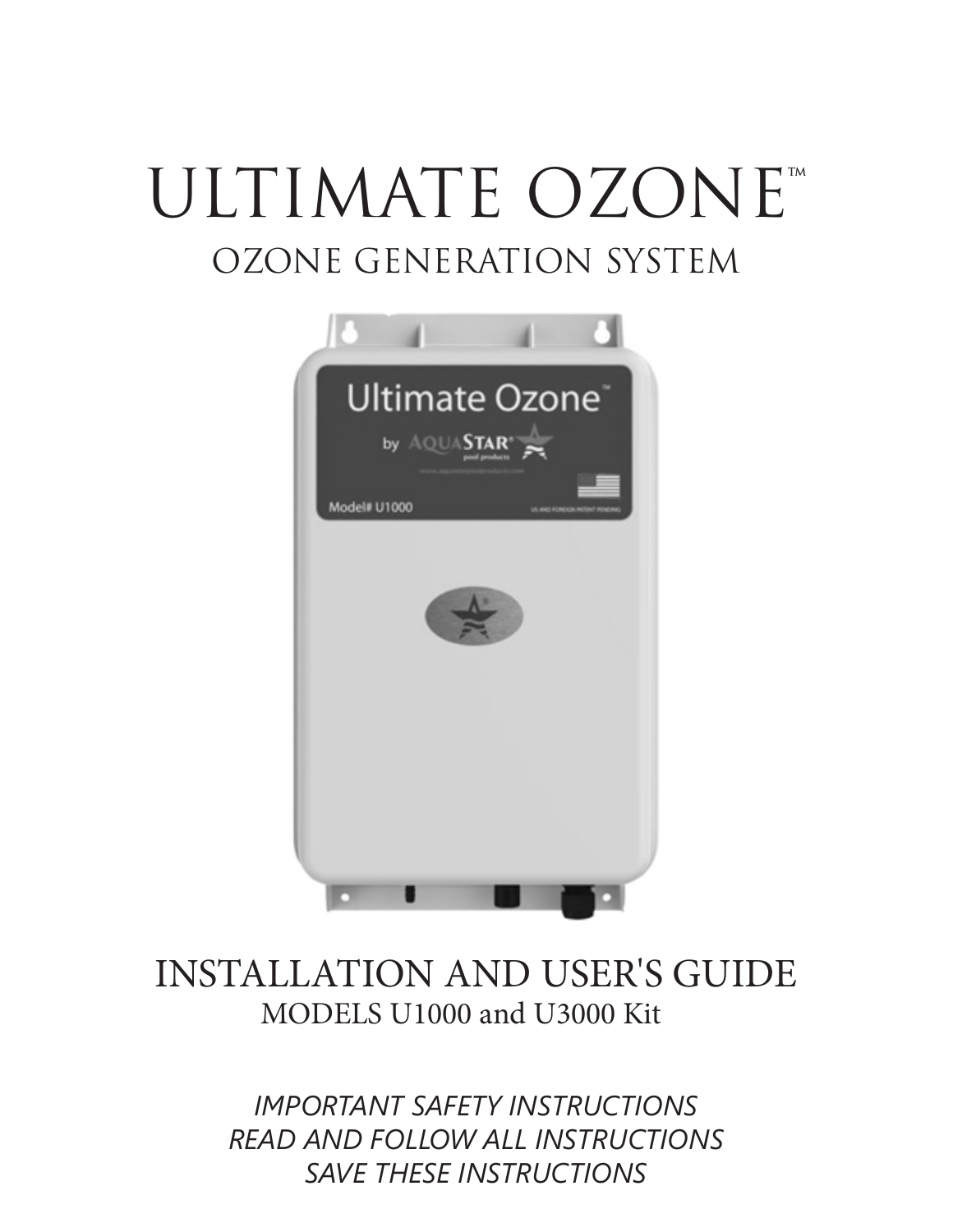# ULTIMATE OZONE™

## OZONE GENERATION SYSTEM

## INSTALLATION AND USER'S GUIDE

MODELS U1000 and U3000 Kit

*IMPORTANT SAFETY INSTRUCTIONS*
*READ AND FOLLOW ALL INSTRUCTIONS*
*SAVE THESE INSTRUCTIONS*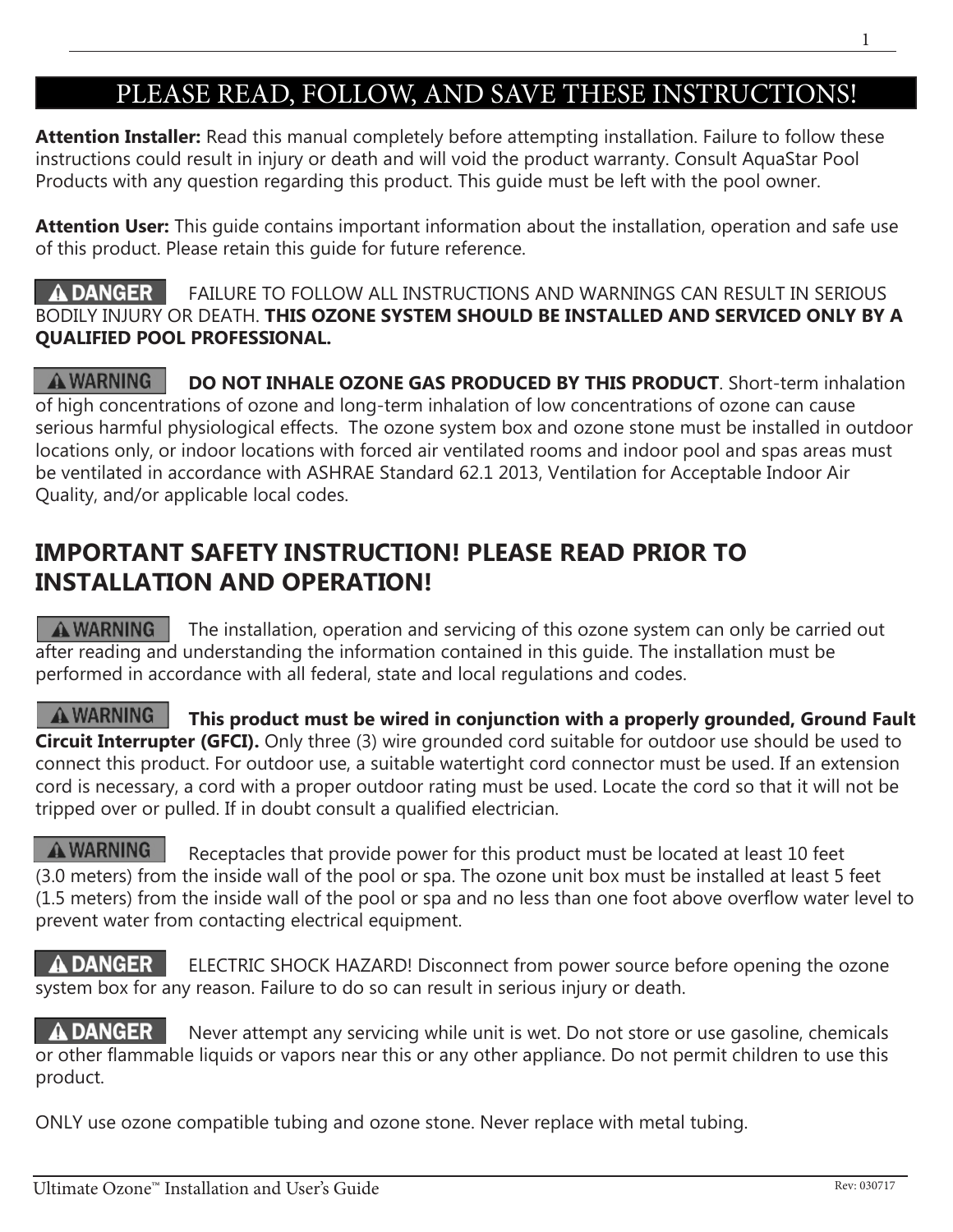# PLEASE READ, FOLLOW, AND SAVE THESE INSTRUCTIONS!

**Attention Installer:** Read this manual completely before attempting installation. Failure to follow these instructions could result in injury or death and will void the product warranty. Consult AquaStar Pool Products with any question regarding this product. This guide must be left with the pool owner.

**Attention User:** This guide contains important information about the installation, operation and safe use of this product. Please retain this guide for future reference.

**⚠ DANGER** FAILURE TO FOLLOW ALL INSTRUCTIONS AND WARNINGS CAN RESULT IN SERIOUS BODILY INJURY OR DEATH. **THIS OZONE SYSTEM SHOULD BE INSTALLED AND SERVICED ONLY BY A QUALIFIED POOL PROFESSIONAL.**

**⚠ WARNING** **DO NOT INHALE OZONE GAS PRODUCED BY THIS PRODUCT**. Short-term inhalation of high concentrations of ozone and long-term inhalation of low concentrations of ozone can cause serious harmful physiological effects. The ozone system box and ozone stone must be installed in outdoor locations only, or indoor locations with forced air ventilated rooms and indoor pool and spas areas must be ventilated in accordance with ASHRAE Standard 62.1 2013, Ventilation for Acceptable Indoor Air Quality, and/or applicable local codes.

## IMPORTANT SAFETY INSTRUCTION! PLEASE READ PRIOR TO INSTALLATION AND OPERATION!

**⚠ WARNING** The installation, operation and servicing of this ozone system can only be carried out after reading and understanding the information contained in this guide. The installation must be performed in accordance with all federal, state and local regulations and codes.

**⚠ WARNING** **This product must be wired in conjunction with a properly grounded, Ground Fault Circuit Interrupter (GFCI).** Only three (3) wire grounded cord suitable for outdoor use should be used to connect this product. For outdoor use, a suitable watertight cord connector must be used. If an extension cord is necessary, a cord with a proper outdoor rating must be used. Locate the cord so that it will not be tripped over or pulled. If in doubt consult a qualified electrician.

**⚠ WARNING** Receptacles that provide power for this product must be located at least 10 feet (3.0 meters) from the inside wall of the pool or spa. The ozone unit box must be installed at least 5 feet (1.5 meters) from the inside wall of the pool or spa and no less than one foot above overflow water level to prevent water from contacting electrical equipment.

**⚠ DANGER** ELECTRIC SHOCK HAZARD! Disconnect from power source before opening the ozone system box for any reason. Failure to do so can result in serious injury or death.

**⚠ DANGER** Never attempt any servicing while unit is wet. Do not store or use gasoline, chemicals or other flammable liquids or vapors near this or any other appliance. Do not permit children to use this product.

ONLY use ozone compatible tubing and ozone stone. Never replace with metal tubing.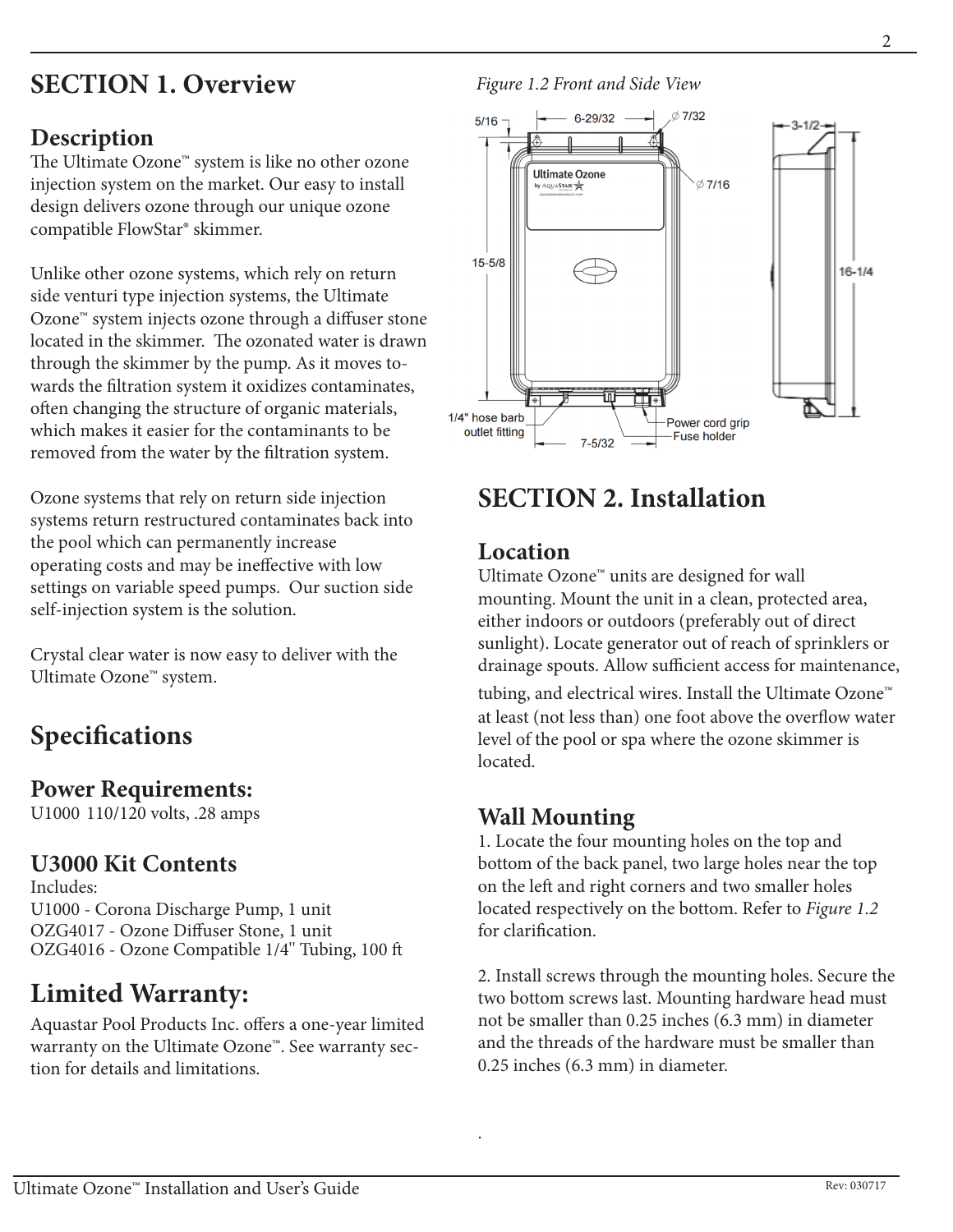# SECTION 1. Overview

## Description

The Ultimate Ozone™ system is like no other ozone injection system on the market. Our easy to install design delivers ozone through our unique ozone compatible FlowStar® skimmer.

Unlike other ozone systems, which rely on return side venturi type injection systems, the Ultimate Ozone™ system injects ozone through a diffuser stone located in the skimmer. The ozonated water is drawn through the skimmer by the pump. As it moves towards the filtration system it oxidizes contaminates, often changing the structure of organic materials, which makes it easier for the contaminants to be removed from the water by the filtration system.

Ozone systems that rely on return side injection systems return restructured contaminates back into the pool which can permanently increase operating costs and may be ineffective with low settings on variable speed pumps. Our suction side self-injection system is the solution.

Crystal clear water is now easy to deliver with the Ultimate Ozone™ system.

## Specifications

### Power Requirements:

U1000 110/120 volts, .28 amps

### U3000 Kit Contents

Includes:
U1000 - Corona Discharge Pump, 1 unit
OZG4017 - Ozone Diffuser Stone, 1 unit
OZG4016 - Ozone Compatible 1/4" Tubing, 100 ft

## Limited Warranty:

Aquastar Pool Products Inc. offers a one-year limited warranty on the Ultimate Ozone™. See warranty section for details and limitations.

*Figure 1.2 Front and Side View*

# SECTION 2. Installation

## Location

Ultimate Ozone™ units are designed for wall mounting. Mount the unit in a clean, protected area, either indoors or outdoors (preferably out of direct sunlight). Locate generator out of reach of sprinklers or drainage spouts. Allow sufficient access for maintenance, tubing, and electrical wires. Install the Ultimate Ozone™ at least (not less than) one foot above the overflow water level of the pool or spa where the ozone skimmer is located.

## Wall Mounting

1. Locate the four mounting holes on the top and bottom of the back panel, two large holes near the top on the left and right corners and two smaller holes located respectively on the bottom. Refer to *Figure 1.2* for clarification.

2. Install screws through the mounting holes. Secure the two bottom screws last. Mounting hardware head must not be smaller than 0.25 inches (6.3 mm) in diameter and the threads of the hardware must be smaller than 0.25 inches (6.3 mm) in diameter.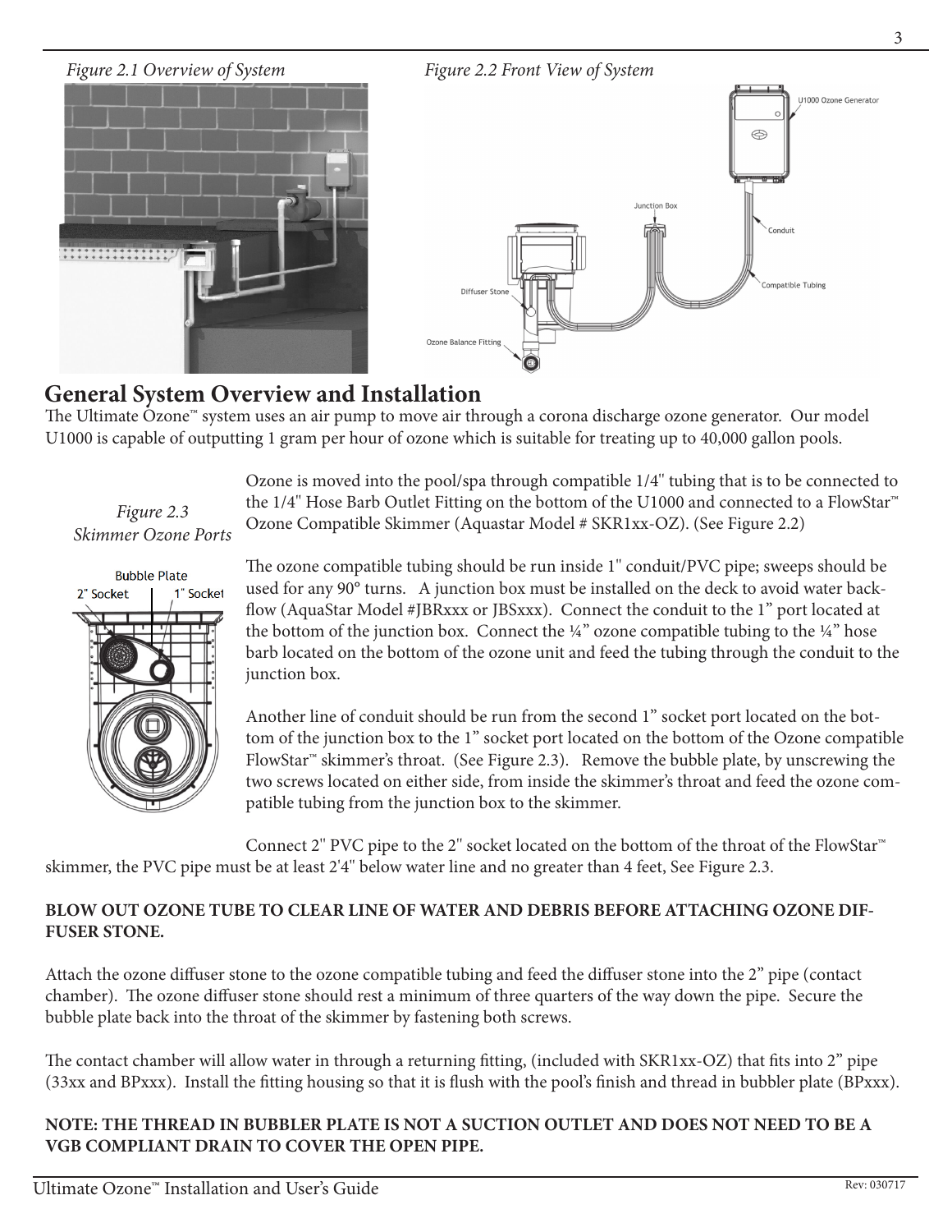*Figure 2.1 Overview of System*

*Figure 2.2 Front View of System*

## General System Overview and Installation

The Ultimate Ozone™ system uses an air pump to move air through a corona discharge ozone generator. Our model U1000 is capable of outputting 1 gram per hour of ozone which is suitable for treating up to 40,000 gallon pools.

*Figure 2.3 Skimmer Ozone Ports*

Ozone is moved into the pool/spa through compatible 1/4" tubing that is to be connected to the 1/4" Hose Barb Outlet Fitting on the bottom of the U1000 and connected to a FlowStar™ Ozone Compatible Skimmer (Aquastar Model # SKR1xx-OZ). (See Figure 2.2)

The ozone compatible tubing should be run inside 1" conduit/PVC pipe; sweeps should be used for any 90° turns. A junction box must be installed on the deck to avoid water back-flow (AquaStar Model #JBRxxx or JBSxxx). Connect the conduit to the 1" port located at the bottom of the junction box. Connect the ¼" ozone compatible tubing to the ¼" hose barb located on the bottom of the ozone unit and feed the tubing through the conduit to the junction box.

Another line of conduit should be run from the second 1" socket port located on the bottom of the junction box to the 1" socket port located on the bottom of the Ozone compatible FlowStar™ skimmer's throat. (See Figure 2.3). Remove the bubble plate, by unscrewing the two screws located on either side, from inside the skimmer's throat and feed the ozone compatible tubing from the junction box to the skimmer.

Connect 2" PVC pipe to the 2" socket located on the bottom of the throat of the FlowStar™ skimmer, the PVC pipe must be at least 2'4" below water line and no greater than 4 feet, See Figure 2.3.

**BLOW OUT OZONE TUBE TO CLEAR LINE OF WATER AND DEBRIS BEFORE ATTACHING OZONE DIFFUSER STONE.**

Attach the ozone diffuser stone to the ozone compatible tubing and feed the diffuser stone into the 2" pipe (contact chamber). The ozone diffuser stone should rest a minimum of three quarters of the way down the pipe. Secure the bubble plate back into the throat of the skimmer by fastening both screws.

The contact chamber will allow water in through a returning fitting, (included with SKR1xx-OZ) that fits into 2" pipe (33xx and BPxxx). Install the fitting housing so that it is flush with the pool's finish and thread in bubbler plate (BPxxx).

**NOTE: THE THREAD IN BUBBLER PLATE IS NOT A SUCTION OUTLET AND DOES NOT NEED TO BE A VGB COMPLIANT DRAIN TO COVER THE OPEN PIPE.**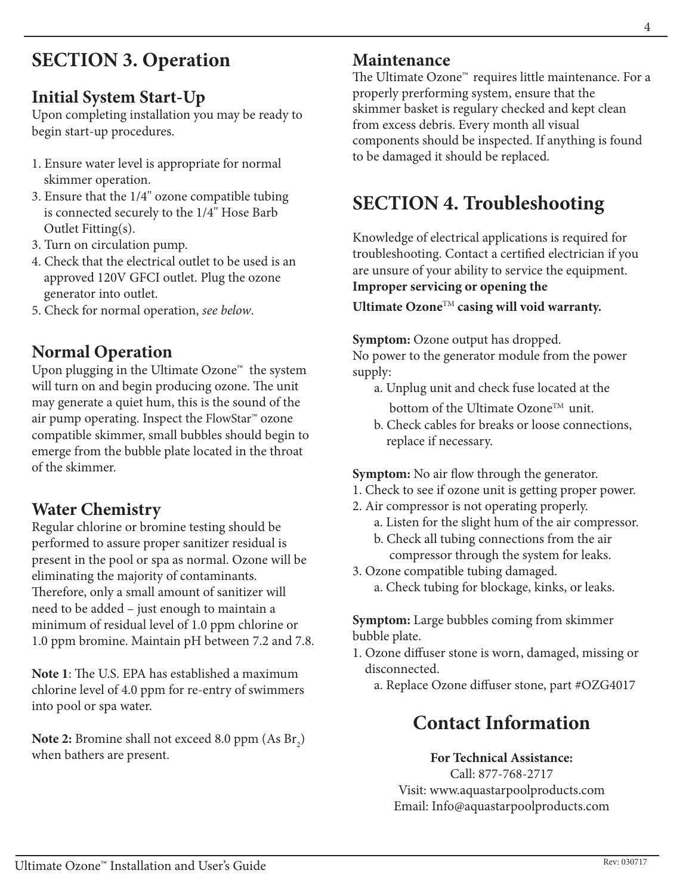## SECTION 3. Operation

### Initial System Start-Up

Upon completing installation you may be ready to begin start-up procedures.

1. Ensure water level is appropriate for normal skimmer operation.
3. Ensure that the 1/4" ozone compatible tubing is connected securely to the 1/4" Hose Barb Outlet Fitting(s).
3. Turn on circulation pump.
4. Check that the electrical outlet to be used is an approved 120V GFCI outlet. Plug the ozone generator into outlet.
5. Check for normal operation, *see below*.

### Normal Operation

Upon plugging in the Ultimate Ozone™ the system will turn on and begin producing ozone. The unit may generate a quiet hum, this is the sound of the air pump operating. Inspect the FlowStar™ ozone compatible skimmer, small bubbles should begin to emerge from the bubble plate located in the throat of the skimmer.

### Water Chemistry

Regular chlorine or bromine testing should be performed to assure proper sanitizer residual is present in the pool or spa as normal. Ozone will be eliminating the majority of contaminants. Therefore, only a small amount of sanitizer will need to be added – just enough to maintain a minimum of residual level of 1.0 ppm chlorine or 1.0 ppm bromine. Maintain pH between 7.2 and 7.8.

**Note 1**: The U.S. EPA has established a maximum chlorine level of 4.0 ppm for re-entry of swimmers into pool or spa water.

**Note 2:** Bromine shall not exceed 8.0 ppm (As $Br_2$) when bathers are present.

### Maintenance

The Ultimate Ozone™ requires little maintenance. For a properly prerforming system, ensure that the skimmer basket is regulary checked and kept clean from excess debris. Every month all visual components should be inspected. If anything is found to be damaged it should be replaced.

## SECTION 4. Troubleshooting

Knowledge of electrical applications is required for troubleshooting. Contact a certified electrician if you are unsure of your ability to service the equipment. **Improper servicing or opening the Ultimate Ozone™ casing will void warranty.**

**Symptom:** Ozone output has dropped.
No power to the generator module from the power supply:

- a. Unplug unit and check fuse located at the bottom of the Ultimate Ozone™ unit.
- b. Check cables for breaks or loose connections, replace if necessary.

**Symptom:** No air flow through the generator.

1. Check to see if ozone unit is getting proper power.
2. Air compressor is not operating properly.
   - a. Listen for the slight hum of the air compressor.
   - b. Check all tubing connections from the air compressor through the system for leaks.
3. Ozone compatible tubing damaged.
   - a. Check tubing for blockage, kinks, or leaks.

**Symptom:** Large bubbles coming from skimmer bubble plate.

1. Ozone diffuser stone is worn, damaged, missing or disconnected.
   - a. Replace Ozone diffuser stone, part #OZG4017

## Contact Information

**For Technical Assistance:**
Call: 877-768-2717
Visit: www.aquastarpoolproducts.com
Email: Info@aquastarpoolproducts.com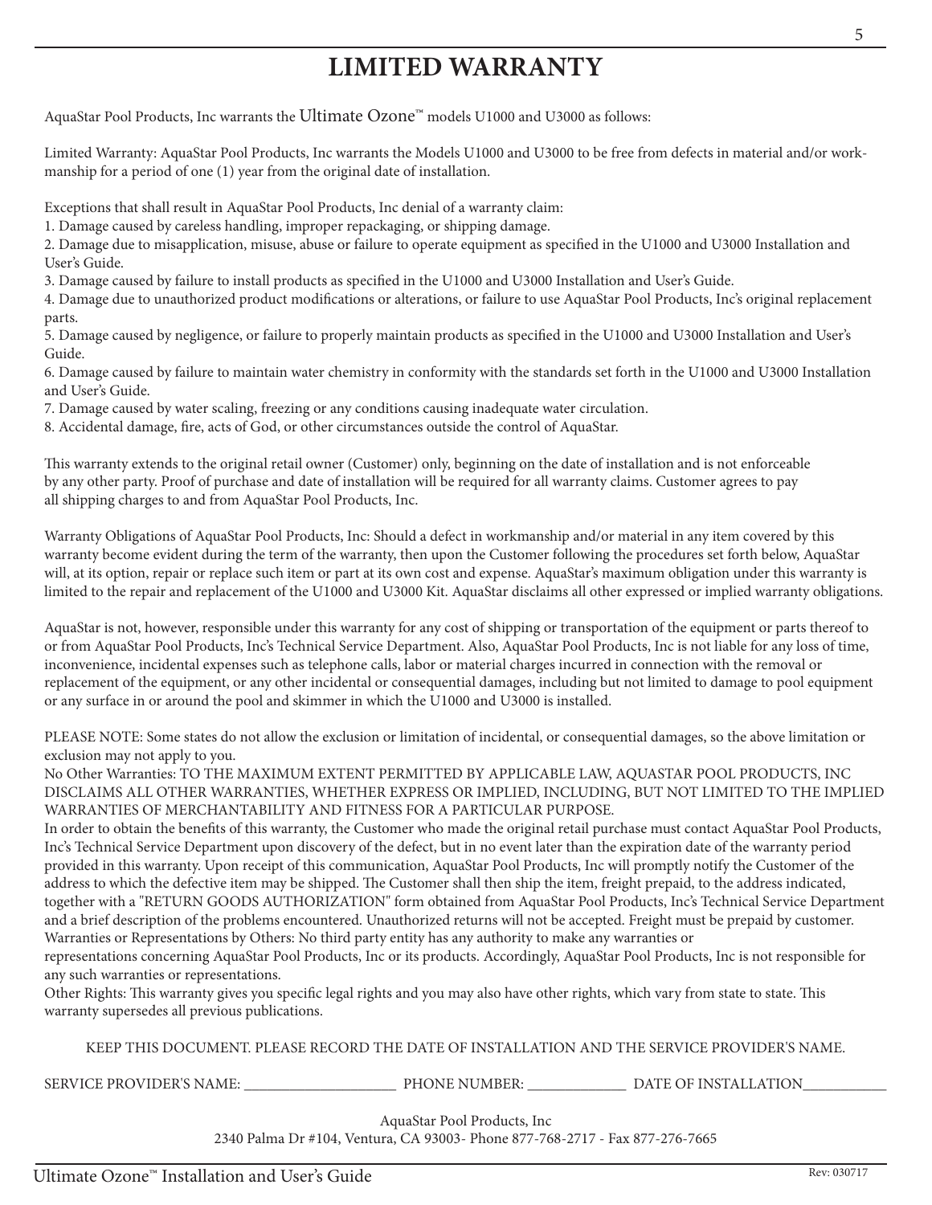# LIMITED WARRANTY

AquaStar Pool Products, Inc warrants the Ultimate Ozone™ models U1000 and U3000 as follows:

Limited Warranty: AquaStar Pool Products, Inc warrants the Models U1000 and U3000 to be free from defects in material and/or workmanship for a period of one (1) year from the original date of installation.

Exceptions that shall result in AquaStar Pool Products, Inc denial of a warranty claim:

1. Damage caused by careless handling, improper repackaging, or shipping damage.
2. Damage due to misapplication, misuse, abuse or failure to operate equipment as specified in the U1000 and U3000 Installation and User's Guide.
3. Damage caused by failure to install products as specified in the U1000 and U3000 Installation and User's Guide.
4. Damage due to unauthorized product modifications or alterations, or failure to use AquaStar Pool Products, Inc's original replacement parts.
5. Damage caused by negligence, or failure to properly maintain products as specified in the U1000 and U3000 Installation and User's Guide.
6. Damage caused by failure to maintain water chemistry in conformity with the standards set forth in the U1000 and U3000 Installation and User's Guide.
7. Damage caused by water scaling, freezing or any conditions causing inadequate water circulation.
8. Accidental damage, fire, acts of God, or other circumstances outside the control of AquaStar.

This warranty extends to the original retail owner (Customer) only, beginning on the date of installation and is not enforceable by any other party. Proof of purchase and date of installation will be required for all warranty claims. Customer agrees to pay all shipping charges to and from AquaStar Pool Products, Inc.

Warranty Obligations of AquaStar Pool Products, Inc: Should a defect in workmanship and/or material in any item covered by this warranty become evident during the term of the warranty, then upon the Customer following the procedures set forth below, AquaStar will, at its option, repair or replace such item or part at its own cost and expense. AquaStar's maximum obligation under this warranty is limited to the repair and replacement of the U1000 and U3000 Kit. AquaStar disclaims all other expressed or implied warranty obligations.

AquaStar is not, however, responsible under this warranty for any cost of shipping or transportation of the equipment or parts thereof to or from AquaStar Pool Products, Inc's Technical Service Department. Also, AquaStar Pool Products, Inc is not liable for any loss of time, inconvenience, incidental expenses such as telephone calls, labor or material charges incurred in connection with the removal or replacement of the equipment, or any other incidental or consequential damages, including but not limited to damage to pool equipment or any surface in or around the pool and skimmer in which the U1000 and U3000 is installed.

PLEASE NOTE: Some states do not allow the exclusion or limitation of incidental, or consequential damages, so the above limitation or exclusion may not apply to you.

No Other Warranties: TO THE MAXIMUM EXTENT PERMITTED BY APPLICABLE LAW, AQUASTAR POOL PRODUCTS, INC DISCLAIMS ALL OTHER WARRANTIES, WHETHER EXPRESS OR IMPLIED, INCLUDING, BUT NOT LIMITED TO THE IMPLIED WARRANTIES OF MERCHANTABILITY AND FITNESS FOR A PARTICULAR PURPOSE.

In order to obtain the benefits of this warranty, the Customer who made the original retail purchase must contact AquaStar Pool Products, Inc's Technical Service Department upon discovery of the defect, but in no event later than the expiration date of the warranty period provided in this warranty. Upon receipt of this communication, AquaStar Pool Products, Inc will promptly notify the Customer of the address to which the defective item may be shipped. The Customer shall then ship the item, freight prepaid, to the address indicated, together with a "RETURN GOODS AUTHORIZATION" form obtained from AquaStar Pool Products, Inc's Technical Service Department and a brief description of the problems encountered. Unauthorized returns will not be accepted. Freight must be prepaid by customer.

Warranties or Representations by Others: No third party entity has any authority to make any warranties or representations concerning AquaStar Pool Products, Inc or its products. Accordingly, AquaStar Pool Products, Inc is not responsible for any such warranties or representations.

Other Rights: This warranty gives you specific legal rights and you may also have other rights, which vary from state to state. This warranty supersedes all previous publications.

KEEP THIS DOCUMENT. PLEASE RECORD THE DATE OF INSTALLATION AND THE SERVICE PROVIDER'S NAME.

SERVICE PROVIDER'S NAME: ____________________ PHONE NUMBER: _____________ DATE OF INSTALLATION___________

AquaStar Pool Products, Inc
2340 Palma Dr #104, Ventura, CA 93003- Phone 877-768-2717 - Fax 877-276-7665